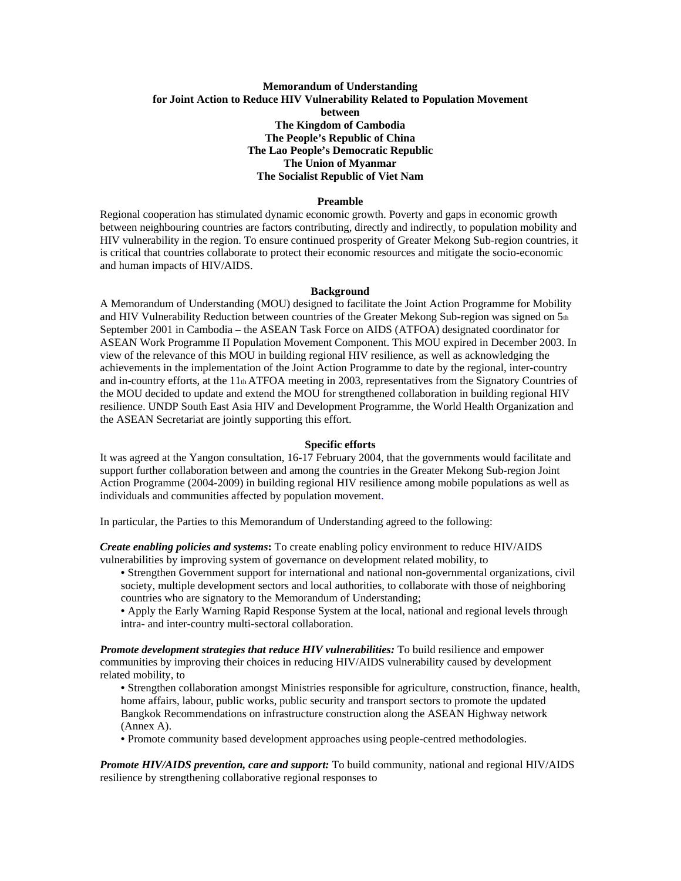# Memorandum of Understanding for Joint Action to Reduce HIV Vulnerability Related to Population Movement between The Kingdom of Cambodia The People's Republic of China The Lao People's Democratic Republic The Union of Myanmar The Socialist Republic of Viet Nam

## Preamble

Regional cooperation has stimulated dynamic economic growth. Poverty and gaps in economic growth between neighbouring countries are factors contributing, directly and indirectly, to population mobility and HIV vulnerability in the region. To ensure continued prosperity of Greater Mekong Sub-region countries, it is critical that countries collaborate to protect their economic resources and mitigate the socio-economic and human impacts of HIV/AIDS.

## Background

A Memorandum of Understanding (MOU) designed to facilitate the Joint Action Programme for Mobility and HIV Vulnerability Reduction between countries of the Greater Mekong Sub-region was signed on 5th September 2001 in Cambodia – the ASEAN Task Force on AIDS (ATFOA) designated coordinator for ASEAN Work Programme II Population Movement Component. This MOU expired in December 2003. In view of the relevance of this MOU in building regional HIV resilience, as well as acknowledging the achievements in the implementation of the Joint Action Programme to date by the regional, inter-country and in-country efforts, at the 11th ATFOA meeting in 2003, representatives from the Signatory Countries of the MOU decided to update and extend the MOU for strengthened collaboration in building regional HIV resilience. UNDP South East Asia HIV and Development Programme, the World Health Organization and the ASEAN Secretariat are jointly supporting this effort.

## Specific efforts

It was agreed at the Yangon consultation, 16-17 February 2004, that the governments would facilitate and support further collaboration between and among the countries in the Greater Mekong Sub-region Joint Action Programme (2004-2009) in building regional HIV resilience among mobile populations as well as individuals and communities affected by population movement.

In particular, the Parties to this Memorandum of Understanding agreed to the following:

***Create enabling policies and systems*:** To create enabling policy environment to reduce HIV/AIDS vulnerabilities by improving system of governance on development related mobility, to

- Strengthen Government support for international and national non-governmental organizations, civil society, multiple development sectors and local authorities, to collaborate with those of neighboring countries who are signatory to the Memorandum of Understanding;
- Apply the Early Warning Rapid Response System at the local, national and regional levels through intra- and inter-country multi-sectoral collaboration.

***Promote development strategies that reduce HIV vulnerabilities:*** To build resilience and empower communities by improving their choices in reducing HIV/AIDS vulnerability caused by development related mobility, to

- Strengthen collaboration amongst Ministries responsible for agriculture, construction, finance, health, home affairs, labour, public works, public security and transport sectors to promote the updated Bangkok Recommendations on infrastructure construction along the ASEAN Highway network (Annex A).
- Promote community based development approaches using people-centred methodologies.

***Promote HIV/AIDS prevention, care and support:*** To build community, national and regional HIV/AIDS resilience by strengthening collaborative regional responses to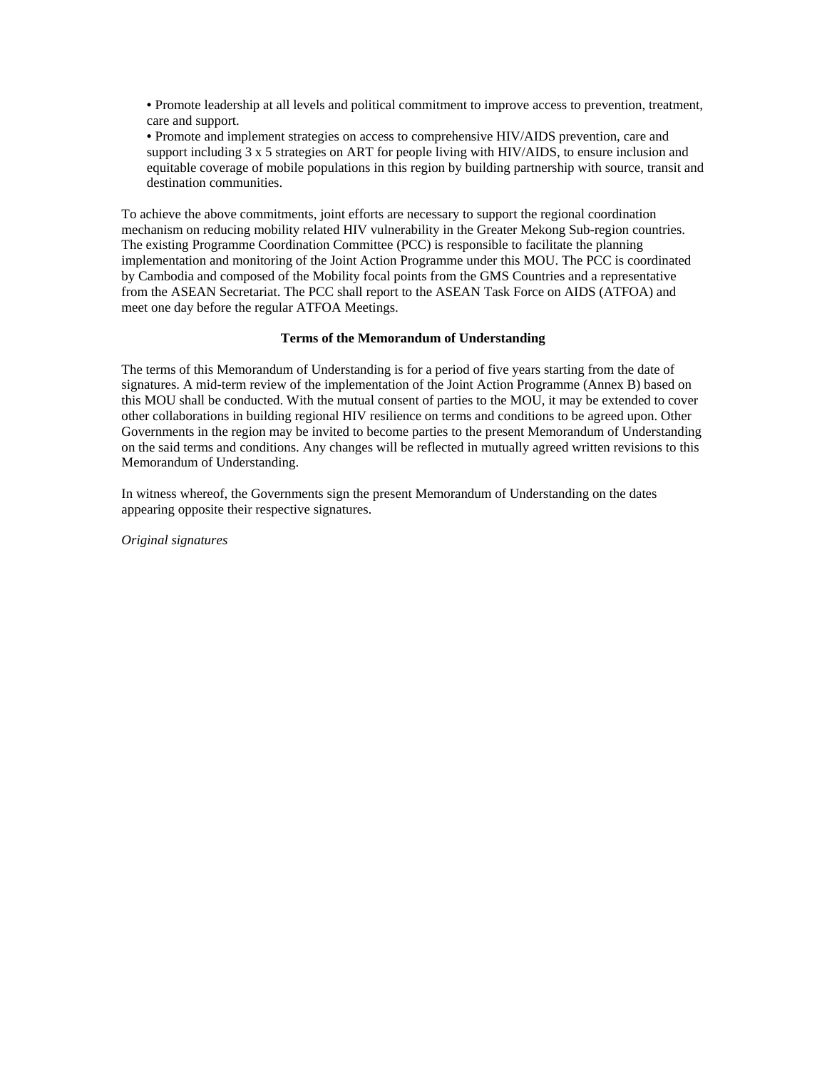- Promote leadership at all levels and political commitment to improve access to prevention, treatment, care and support.
- Promote and implement strategies on access to comprehensive HIV/AIDS prevention, care and support including 3 x 5 strategies on ART for people living with HIV/AIDS, to ensure inclusion and equitable coverage of mobile populations in this region by building partnership with source, transit and destination communities.

To achieve the above commitments, joint efforts are necessary to support the regional coordination mechanism on reducing mobility related HIV vulnerability in the Greater Mekong Sub-region countries. The existing Programme Coordination Committee (PCC) is responsible to facilitate the planning implementation and monitoring of the Joint Action Programme under this MOU. The PCC is coordinated by Cambodia and composed of the Mobility focal points from the GMS Countries and a representative from the ASEAN Secretariat. The PCC shall report to the ASEAN Task Force on AIDS (ATFOA) and meet one day before the regular ATFOA Meetings.

**Terms of the Memorandum of Understanding**

The terms of this Memorandum of Understanding is for a period of five years starting from the date of signatures. A mid-term review of the implementation of the Joint Action Programme (Annex B) based on this MOU shall be conducted. With the mutual consent of parties to the MOU, it may be extended to cover other collaborations in building regional HIV resilience on terms and conditions to be agreed upon. Other Governments in the region may be invited to become parties to the present Memorandum of Understanding on the said terms and conditions. Any changes will be reflected in mutually agreed written revisions to this Memorandum of Understanding.

In witness whereof, the Governments sign the present Memorandum of Understanding on the dates appearing opposite their respective signatures.

*Original signatures*